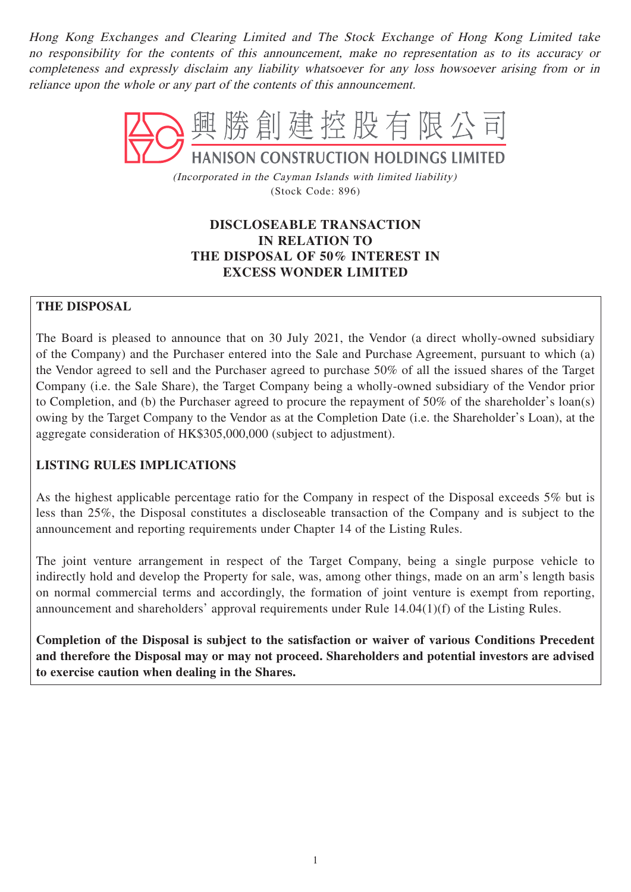*Hong Kong Exchanges and Clearing Limited and The Stock Exchange of Hong Kong Limited take no responsibility for the contents of this announcement, make no representation as to its accuracy or completeness and expressly disclaim any liability whatsoever for any loss howsoever arising from or in reliance upon the whole or any part of the contents of this announcement.*

興勝創建控股有限公司
HANISON CONSTRUCTION HOLDINGS LIMITED

*(Incorporated in the Cayman Islands with limited liability)*
(Stock Code: 896)

# DISCLOSEABLE TRANSACTION IN RELATION TO THE DISPOSAL OF 50% INTEREST IN EXCESS WONDER LIMITED

**THE DISPOSAL**

The Board is pleased to announce that on 30 July 2021, the Vendor (a direct wholly-owned subsidiary of the Company) and the Purchaser entered into the Sale and Purchase Agreement, pursuant to which (a) the Vendor agreed to sell and the Purchaser agreed to purchase 50% of all the issued shares of the Target Company (i.e. the Sale Share), the Target Company being a wholly-owned subsidiary of the Vendor prior to Completion, and (b) the Purchaser agreed to procure the repayment of 50% of the shareholder's loan(s) owing by the Target Company to the Vendor as at the Completion Date (i.e. the Shareholder's Loan), at the aggregate consideration of HK$305,000,000 (subject to adjustment).

**LISTING RULES IMPLICATIONS**

As the highest applicable percentage ratio for the Company in respect of the Disposal exceeds 5% but is less than 25%, the Disposal constitutes a discloseable transaction of the Company and is subject to the announcement and reporting requirements under Chapter 14 of the Listing Rules.

The joint venture arrangement in respect of the Target Company, being a single purpose vehicle to indirectly hold and develop the Property for sale, was, among other things, made on an arm's length basis on normal commercial terms and accordingly, the formation of joint venture is exempt from reporting, announcement and shareholders' approval requirements under Rule 14.04(1)(f) of the Listing Rules.

**Completion of the Disposal is subject to the satisfaction or waiver of various Conditions Precedent and therefore the Disposal may or may not proceed. Shareholders and potential investors are advised to exercise caution when dealing in the Shares.**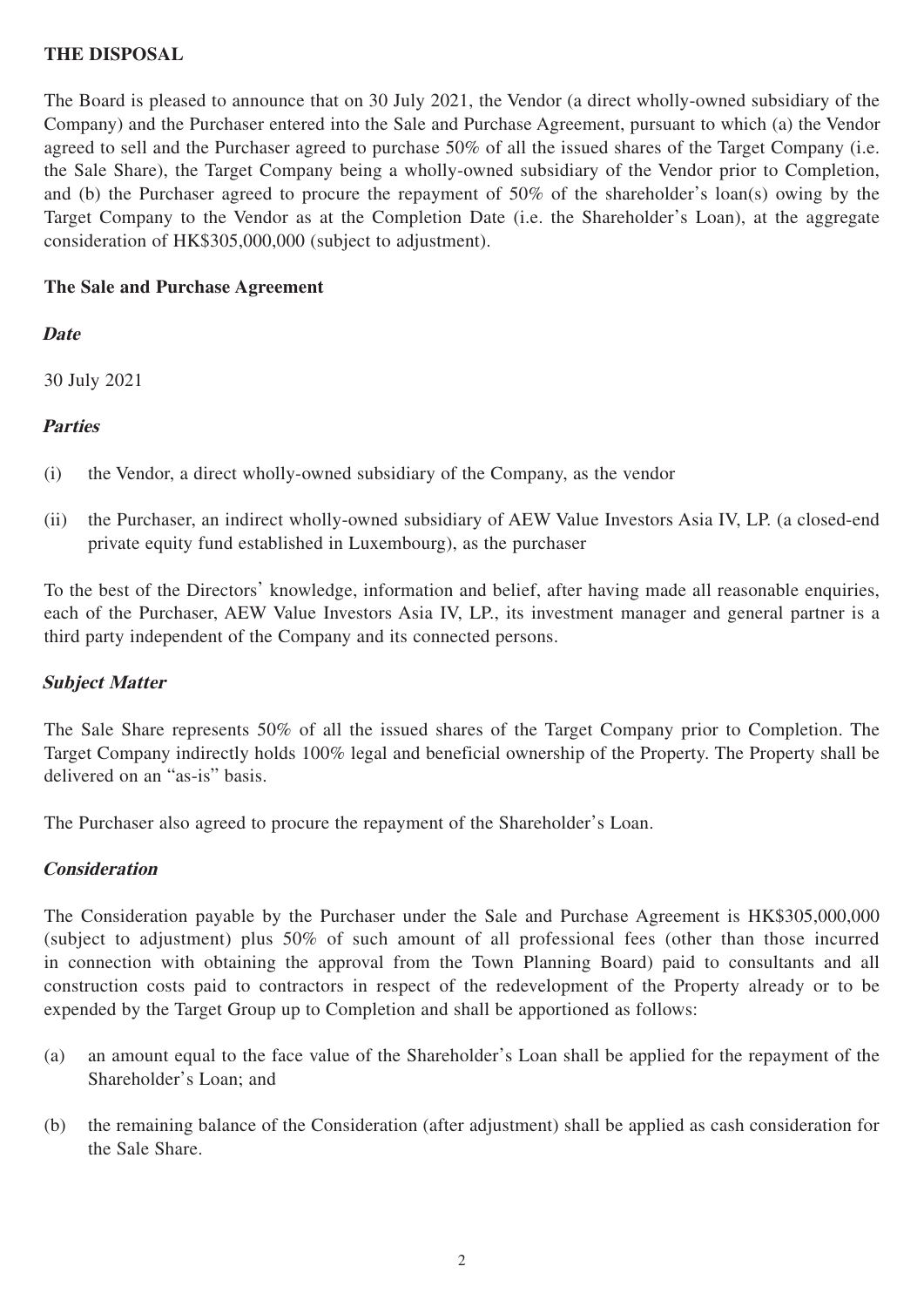## THE DISPOSAL

The Board is pleased to announce that on 30 July 2021, the Vendor (a direct wholly-owned subsidiary of the Company) and the Purchaser entered into the Sale and Purchase Agreement, pursuant to which (a) the Vendor agreed to sell and the Purchaser agreed to purchase 50% of all the issued shares of the Target Company (i.e. the Sale Share), the Target Company being a wholly-owned subsidiary of the Vendor prior to Completion, and (b) the Purchaser agreed to procure the repayment of 50% of the shareholder's loan(s) owing by the Target Company to the Vendor as at the Completion Date (i.e. the Shareholder's Loan), at the aggregate consideration of HK$305,000,000 (subject to adjustment).

### The Sale and Purchase Agreement

#### *Date*

30 July 2021

#### *Parties*

(i) the Vendor, a direct wholly-owned subsidiary of the Company, as the vendor

(ii) the Purchaser, an indirect wholly-owned subsidiary of AEW Value Investors Asia IV, LP. (a closed-end private equity fund established in Luxembourg), as the purchaser

To the best of the Directors' knowledge, information and belief, after having made all reasonable enquiries, each of the Purchaser, AEW Value Investors Asia IV, LP., its investment manager and general partner is a third party independent of the Company and its connected persons.

#### *Subject Matter*

The Sale Share represents 50% of all the issued shares of the Target Company prior to Completion. The Target Company indirectly holds 100% legal and beneficial ownership of the Property. The Property shall be delivered on an "as-is" basis.

The Purchaser also agreed to procure the repayment of the Shareholder's Loan.

#### *Consideration*

The Consideration payable by the Purchaser under the Sale and Purchase Agreement is HK$305,000,000 (subject to adjustment) plus 50% of such amount of all professional fees (other than those incurred in connection with obtaining the approval from the Town Planning Board) paid to consultants and all construction costs paid to contractors in respect of the redevelopment of the Property already or to be expended by the Target Group up to Completion and shall be apportioned as follows:

(a) an amount equal to the face value of the Shareholder's Loan shall be applied for the repayment of the Shareholder's Loan; and

(b) the remaining balance of the Consideration (after adjustment) shall be applied as cash consideration for the Sale Share.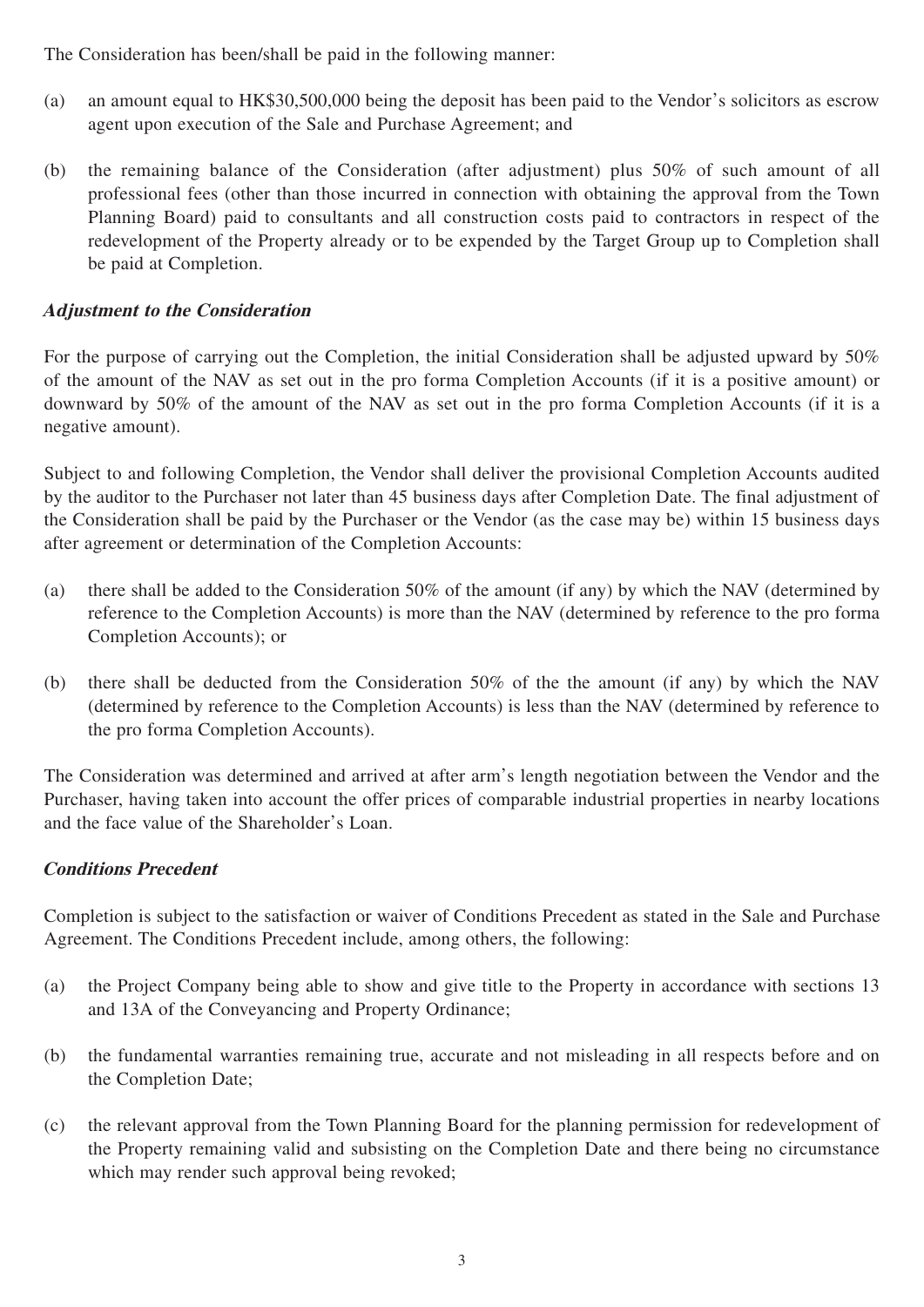The Consideration has been/shall be paid in the following manner:

(a) an amount equal to HK$30,500,000 being the deposit has been paid to the Vendor's solicitors as escrow agent upon execution of the Sale and Purchase Agreement; and

(b) the remaining balance of the Consideration (after adjustment) plus 50% of such amount of all professional fees (other than those incurred in connection with obtaining the approval from the Town Planning Board) paid to consultants and all construction costs paid to contractors in respect of the redevelopment of the Property already or to be expended by the Target Group up to Completion shall be paid at Completion.

***Adjustment to the Consideration***

For the purpose of carrying out the Completion, the initial Consideration shall be adjusted upward by 50% of the amount of the NAV as set out in the pro forma Completion Accounts (if it is a positive amount) or downward by 50% of the amount of the NAV as set out in the pro forma Completion Accounts (if it is a negative amount).

Subject to and following Completion, the Vendor shall deliver the provisional Completion Accounts audited by the auditor to the Purchaser not later than 45 business days after Completion Date. The final adjustment of the Consideration shall be paid by the Purchaser or the Vendor (as the case may be) within 15 business days after agreement or determination of the Completion Accounts:

(a) there shall be added to the Consideration 50% of the amount (if any) by which the NAV (determined by reference to the Completion Accounts) is more than the NAV (determined by reference to the pro forma Completion Accounts); or

(b) there shall be deducted from the Consideration 50% of the the amount (if any) by which the NAV (determined by reference to the Completion Accounts) is less than the NAV (determined by reference to the pro forma Completion Accounts).

The Consideration was determined and arrived at after arm's length negotiation between the Vendor and the Purchaser, having taken into account the offer prices of comparable industrial properties in nearby locations and the face value of the Shareholder's Loan.

***Conditions Precedent***

Completion is subject to the satisfaction or waiver of Conditions Precedent as stated in the Sale and Purchase Agreement. The Conditions Precedent include, among others, the following:

(a) the Project Company being able to show and give title to the Property in accordance with sections 13 and 13A of the Conveyancing and Property Ordinance;

(b) the fundamental warranties remaining true, accurate and not misleading in all respects before and on the Completion Date;

(c) the relevant approval from the Town Planning Board for the planning permission for redevelopment of the Property remaining valid and subsisting on the Completion Date and there being no circumstance which may render such approval being revoked;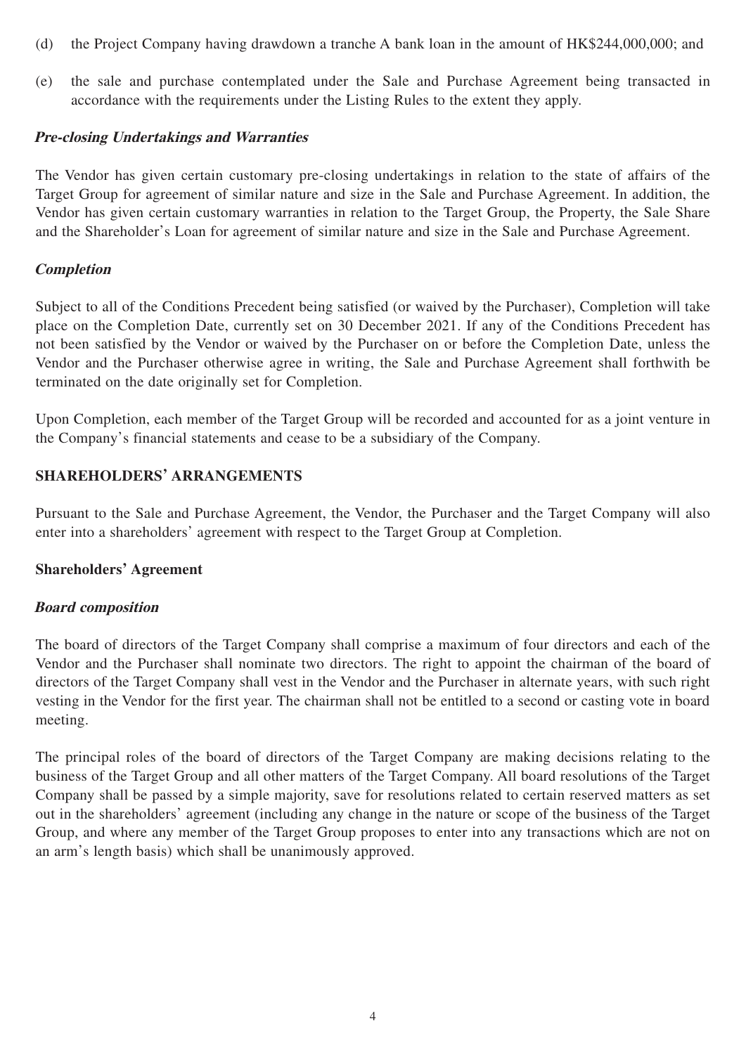(d) the Project Company having drawdown a tranche A bank loan in the amount of HK$244,000,000; and

(e) the sale and purchase contemplated under the Sale and Purchase Agreement being transacted in accordance with the requirements under the Listing Rules to the extent they apply.

***Pre-closing Undertakings and Warranties***

The Vendor has given certain customary pre-closing undertakings in relation to the state of affairs of the Target Group for agreement of similar nature and size in the Sale and Purchase Agreement. In addition, the Vendor has given certain customary warranties in relation to the Target Group, the Property, the Sale Share and the Shareholder's Loan for agreement of similar nature and size in the Sale and Purchase Agreement.

***Completion***

Subject to all of the Conditions Precedent being satisfied (or waived by the Purchaser), Completion will take place on the Completion Date, currently set on 30 December 2021. If any of the Conditions Precedent has not been satisfied by the Vendor or waived by the Purchaser on or before the Completion Date, unless the Vendor and the Purchaser otherwise agree in writing, the Sale and Purchase Agreement shall forthwith be terminated on the date originally set for Completion.

Upon Completion, each member of the Target Group will be recorded and accounted for as a joint venture in the Company's financial statements and cease to be a subsidiary of the Company.

## SHAREHOLDERS' ARRANGEMENTS

Pursuant to the Sale and Purchase Agreement, the Vendor, the Purchaser and the Target Company will also enter into a shareholders' agreement with respect to the Target Group at Completion.

### Shareholders' Agreement

***Board composition***

The board of directors of the Target Company shall comprise a maximum of four directors and each of the Vendor and the Purchaser shall nominate two directors. The right to appoint the chairman of the board of directors of the Target Company shall vest in the Vendor and the Purchaser in alternate years, with such right vesting in the Vendor for the first year. The chairman shall not be entitled to a second or casting vote in board meeting.

The principal roles of the board of directors of the Target Company are making decisions relating to the business of the Target Group and all other matters of the Target Company. All board resolutions of the Target Company shall be passed by a simple majority, save for resolutions related to certain reserved matters as set out in the shareholders' agreement (including any change in the nature or scope of the business of the Target Group, and where any member of the Target Group proposes to enter into any transactions which are not on an arm's length basis) which shall be unanimously approved.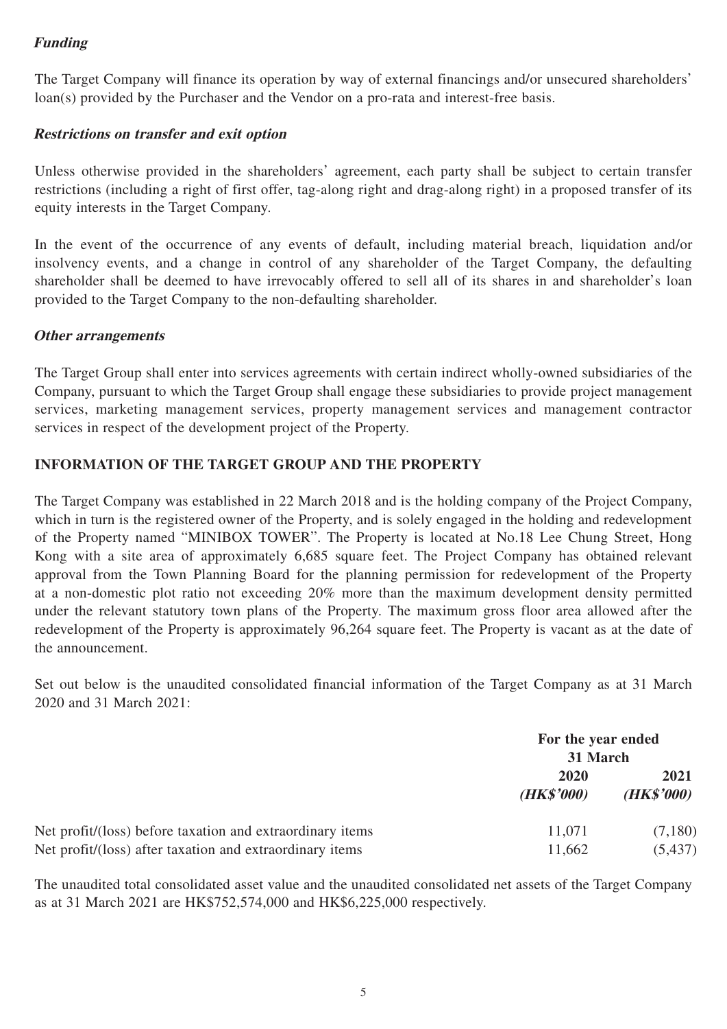***Funding***

The Target Company will finance its operation by way of external financings and/or unsecured shareholders' loan(s) provided by the Purchaser and the Vendor on a pro-rata and interest-free basis.

***Restrictions on transfer and exit option***

Unless otherwise provided in the shareholders' agreement, each party shall be subject to certain transfer restrictions (including a right of first offer, tag-along right and drag-along right) in a proposed transfer of its equity interests in the Target Company.

In the event of the occurrence of any events of default, including material breach, liquidation and/or insolvency events, and a change in control of any shareholder of the Target Company, the defaulting shareholder shall be deemed to have irrevocably offered to sell all of its shares in and shareholder's loan provided to the Target Company to the non-defaulting shareholder.

***Other arrangements***

The Target Group shall enter into services agreements with certain indirect wholly-owned subsidiaries of the Company, pursuant to which the Target Group shall engage these subsidiaries to provide project management services, marketing management services, property management services and management contractor services in respect of the development project of the Property.

## INFORMATION OF THE TARGET GROUP AND THE PROPERTY

The Target Company was established in 22 March 2018 and is the holding company of the Project Company, which in turn is the registered owner of the Property, and is solely engaged in the holding and redevelopment of the Property named "MINIBOX TOWER". The Property is located at No.18 Lee Chung Street, Hong Kong with a site area of approximately 6,685 square feet. The Project Company has obtained relevant approval from the Town Planning Board for the planning permission for redevelopment of the Property at a non-domestic plot ratio not exceeding 20% more than the maximum development density permitted under the relevant statutory town plans of the Property. The maximum gross floor area allowed after the redevelopment of the Property is approximately 96,264 square feet. The Property is vacant as at the date of the announcement.

Set out below is the unaudited consolidated financial information of the Target Company as at 31 March 2020 and 31 March 2021:

| | **For the year ended 31 March** | |
|---|---|---|
| | **2020** ***(HK\$'000)*** | **2021** ***(HK\$'000)*** |
| Net profit/(loss) before taxation and extraordinary items | 11,071 | (7,180) |
| Net profit/(loss) after taxation and extraordinary items | 11,662 | (5,437) |

The unaudited total consolidated asset value and the unaudited consolidated net assets of the Target Company as at 31 March 2021 are HK\$752,574,000 and HK\$6,225,000 respectively.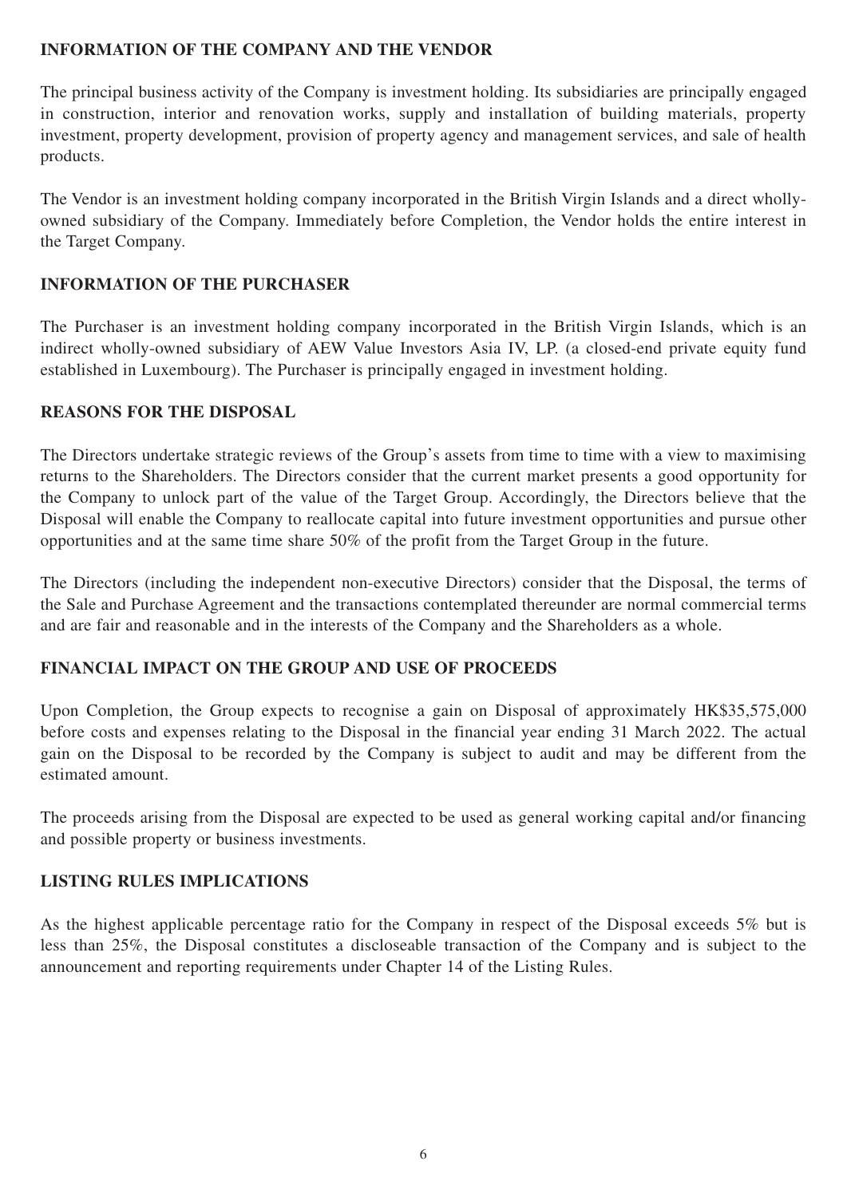## INFORMATION OF THE COMPANY AND THE VENDOR

The principal business activity of the Company is investment holding. Its subsidiaries are principally engaged in construction, interior and renovation works, supply and installation of building materials, property investment, property development, provision of property agency and management services, and sale of health products.

The Vendor is an investment holding company incorporated in the British Virgin Islands and a direct wholly-owned subsidiary of the Company. Immediately before Completion, the Vendor holds the entire interest in the Target Company.

## INFORMATION OF THE PURCHASER

The Purchaser is an investment holding company incorporated in the British Virgin Islands, which is an indirect wholly-owned subsidiary of AEW Value Investors Asia IV, LP. (a closed-end private equity fund established in Luxembourg). The Purchaser is principally engaged in investment holding.

## REASONS FOR THE DISPOSAL

The Directors undertake strategic reviews of the Group's assets from time to time with a view to maximising returns to the Shareholders. The Directors consider that the current market presents a good opportunity for the Company to unlock part of the value of the Target Group. Accordingly, the Directors believe that the Disposal will enable the Company to reallocate capital into future investment opportunities and pursue other opportunities and at the same time share 50% of the profit from the Target Group in the future.

The Directors (including the independent non-executive Directors) consider that the Disposal, the terms of the Sale and Purchase Agreement and the transactions contemplated thereunder are normal commercial terms and are fair and reasonable and in the interests of the Company and the Shareholders as a whole.

## FINANCIAL IMPACT ON THE GROUP AND USE OF PROCEEDS

Upon Completion, the Group expects to recognise a gain on Disposal of approximately HK$35,575,000 before costs and expenses relating to the Disposal in the financial year ending 31 March 2022. The actual gain on the Disposal to be recorded by the Company is subject to audit and may be different from the estimated amount.

The proceeds arising from the Disposal are expected to be used as general working capital and/or financing and possible property or business investments.

## LISTING RULES IMPLICATIONS

As the highest applicable percentage ratio for the Company in respect of the Disposal exceeds 5% but is less than 25%, the Disposal constitutes a discloseable transaction of the Company and is subject to the announcement and reporting requirements under Chapter 14 of the Listing Rules.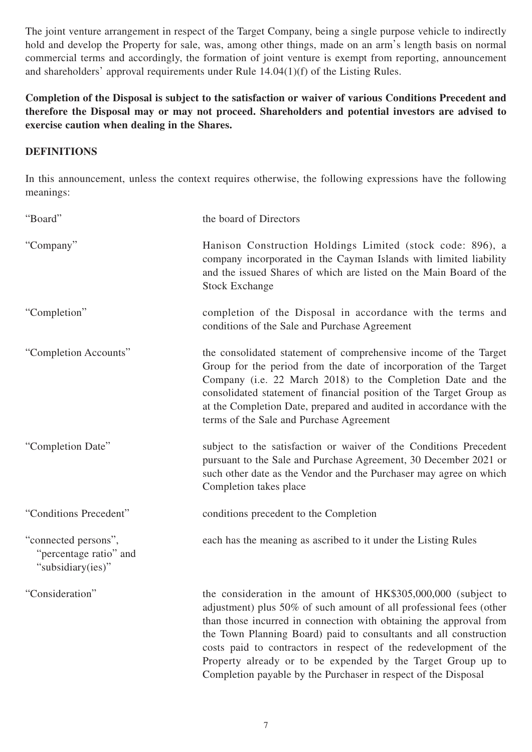The joint venture arrangement in respect of the Target Company, being a single purpose vehicle to indirectly hold and develop the Property for sale, was, among other things, made on an arm's length basis on normal commercial terms and accordingly, the formation of joint venture is exempt from reporting, announcement and shareholders' approval requirements under Rule 14.04(1)(f) of the Listing Rules.

**Completion of the Disposal is subject to the satisfaction or waiver of various Conditions Precedent and therefore the Disposal may or may not proceed. Shareholders and potential investors are advised to exercise caution when dealing in the Shares.**

## DEFINITIONS

In this announcement, unless the context requires otherwise, the following expressions have the following meanings:

| | |
|---|---|
| "Board" | the board of Directors |
| "Company" | Hanison Construction Holdings Limited (stock code: 896), a company incorporated in the Cayman Islands with limited liability and the issued Shares of which are listed on the Main Board of the Stock Exchange |
| "Completion" | completion of the Disposal in accordance with the terms and conditions of the Sale and Purchase Agreement |
| "Completion Accounts" | the consolidated statement of comprehensive income of the Target Group for the period from the date of incorporation of the Target Company (i.e. 22 March 2018) to the Completion Date and the consolidated statement of financial position of the Target Group as at the Completion Date, prepared and audited in accordance with the terms of the Sale and Purchase Agreement |
| "Completion Date" | subject to the satisfaction or waiver of the Conditions Precedent pursuant to the Sale and Purchase Agreement, 30 December 2021 or such other date as the Vendor and the Purchaser may agree on which Completion takes place |
| "Conditions Precedent" | conditions precedent to the Completion |
| "connected persons", "percentage ratio" and "subsidiary(ies)" | each has the meaning as ascribed to it under the Listing Rules |
| "Consideration" | the consideration in the amount of HK$305,000,000 (subject to adjustment) plus 50% of such amount of all professional fees (other than those incurred in connection with obtaining the approval from the Town Planning Board) paid to consultants and all construction costs paid to contractors in respect of the redevelopment of the Property already or to be expended by the Target Group up to Completion payable by the Purchaser in respect of the Disposal |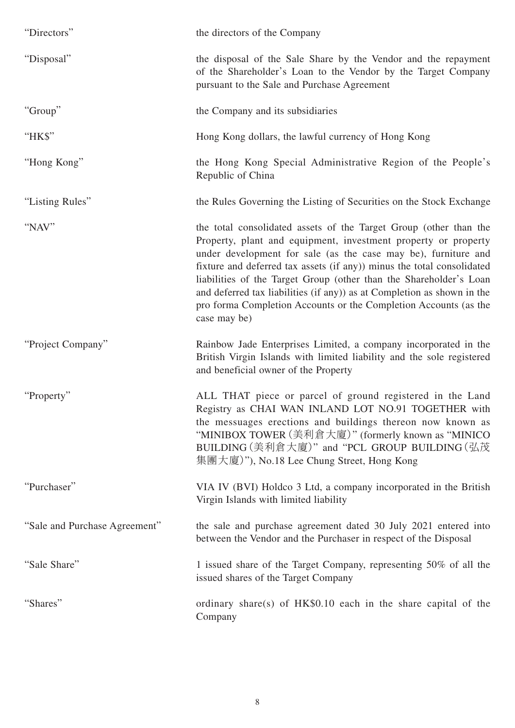| | |
|---|---|
| "Directors" | the directors of the Company |
| "Disposal" | the disposal of the Sale Share by the Vendor and the repayment of the Shareholder's Loan to the Vendor by the Target Company pursuant to the Sale and Purchase Agreement |
| "Group" | the Company and its subsidiaries |
| "HK$" | Hong Kong dollars, the lawful currency of Hong Kong |
| "Hong Kong" | the Hong Kong Special Administrative Region of the People's Republic of China |
| "Listing Rules" | the Rules Governing the Listing of Securities on the Stock Exchange |
| "NAV" | the total consolidated assets of the Target Group (other than the Property, plant and equipment, investment property or property under development for sale (as the case may be), furniture and fixture and deferred tax assets (if any)) minus the total consolidated liabilities of the Target Group (other than the Shareholder's Loan and deferred tax liabilities (if any)) as at Completion as shown in the pro forma Completion Accounts or the Completion Accounts (as the case may be) |
| "Project Company" | Rainbow Jade Enterprises Limited, a company incorporated in the British Virgin Islands with limited liability and the sole registered and beneficial owner of the Property |
| "Property" | ALL THAT piece or parcel of ground registered in the Land Registry as CHAI WAN INLAND LOT NO.91 TOGETHER with the messuages erections and buildings thereon now known as "MINIBOX TOWER (美利倉大廈)" (formerly known as "MINICO BUILDING (美利倉大廈)" and "PCL GROUP BUILDING (弘茂集團大廈)"), No.18 Lee Chung Street, Hong Kong |
| "Purchaser" | VIA IV (BVI) Holdco 3 Ltd, a company incorporated in the British Virgin Islands with limited liability |
| "Sale and Purchase Agreement" | the sale and purchase agreement dated 30 July 2021 entered into between the Vendor and the Purchaser in respect of the Disposal |
| "Sale Share" | 1 issued share of the Target Company, representing 50% of all the issued shares of the Target Company |
| "Shares" | ordinary share(s) of HK$0.10 each in the share capital of the Company |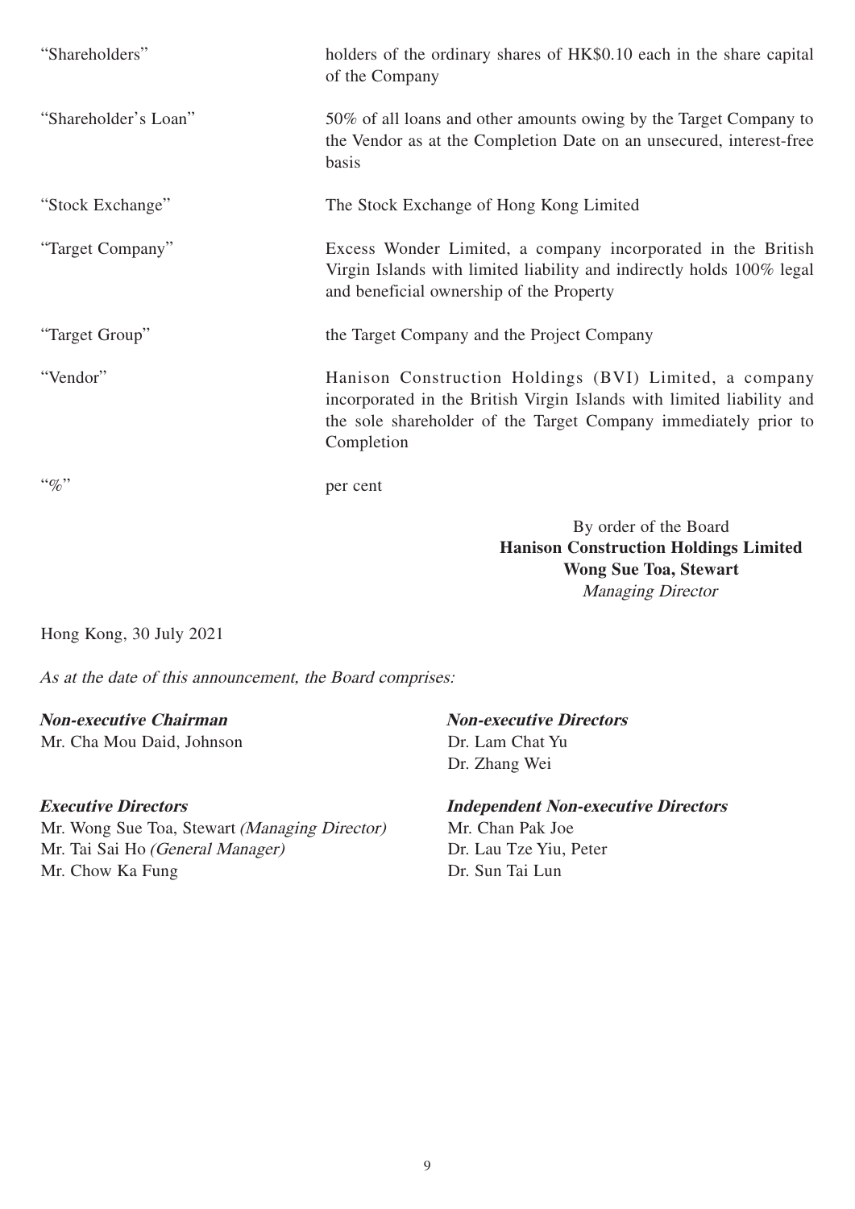| | |
|---|---|
| "Shareholders" | holders of the ordinary shares of HK$0.10 each in the share capital of the Company |
| "Shareholder's Loan" | 50% of all loans and other amounts owing by the Target Company to the Vendor as at the Completion Date on an unsecured, interest-free basis |
| "Stock Exchange" | The Stock Exchange of Hong Kong Limited |
| "Target Company" | Excess Wonder Limited, a company incorporated in the British Virgin Islands with limited liability and indirectly holds 100% legal and beneficial ownership of the Property |
| "Target Group" | the Target Company and the Project Company |
| "Vendor" | Hanison Construction Holdings (BVI) Limited, a company incorporated in the British Virgin Islands with limited liability and the sole shareholder of the Target Company immediately prior to Completion |
| "%" | per cent |

By order of the Board
**Hanison Construction Holdings Limited**
**Wong Sue Toa, Stewart**
*Managing Director*

Hong Kong, 30 July 2021

*As at the date of this announcement, the Board comprises:*

***Non-executive Chairman***
Mr. Cha Mou Daid, Johnson

***Executive Directors***
Mr. Wong Sue Toa, Stewart *(Managing Director)*
Mr. Tai Sai Ho *(General Manager)*
Mr. Chow Ka Fung

***Non-executive Directors***
Dr. Lam Chat Yu
Dr. Zhang Wei

***Independent Non-executive Directors***
Mr. Chan Pak Joe
Dr. Lau Tze Yiu, Peter
Dr. Sun Tai Lun